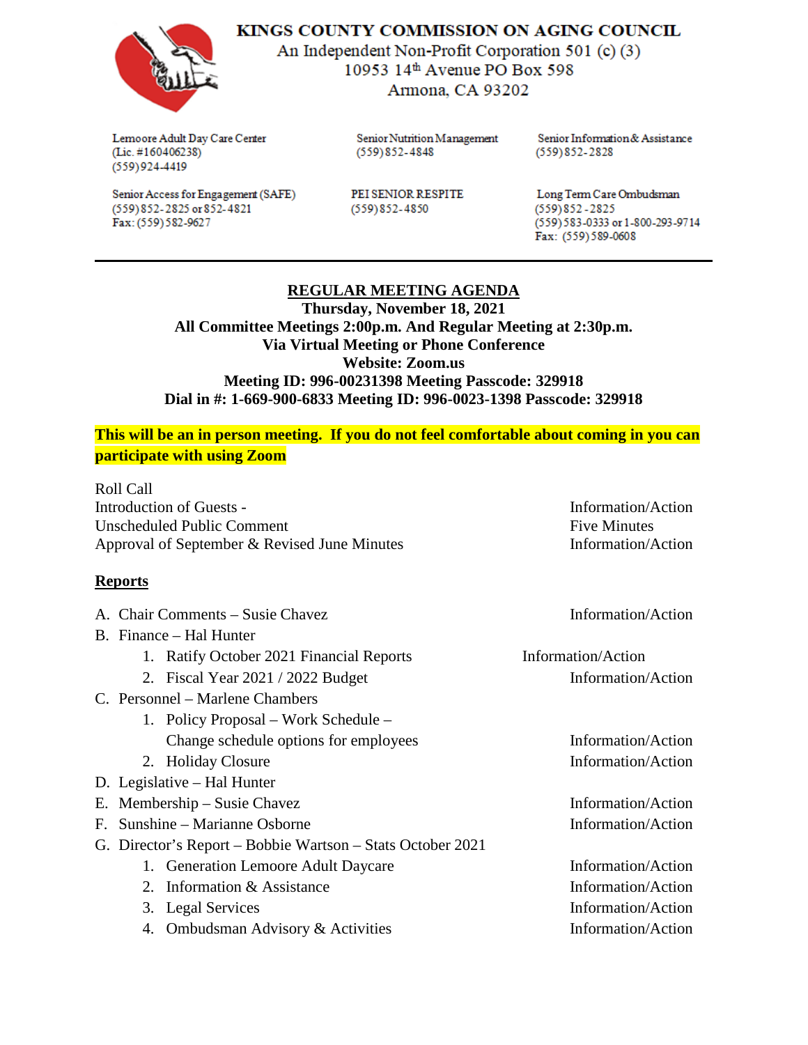# KINGS COUNTY COMMISSION ON AGING COUNCIL

An Independent Non-Profit Corporation 501 (c) (3)
10953 14th Avenue PO Box 598
Armona, CA 93202

Lemoore Adult Day Care Center
(Lic. #160406238)
(559) 924-4419

Senior Nutrition Management
(559) 852-4848

Senior Information & Assistance
(559) 852-2828

Senior Access for Engagement (SAFE)
(559) 852-2825 or 852-4821
Fax: (559) 582-9627

PEI SENIOR RESPITE
(559) 852-4850

Long Term Care Ombudsman
(559) 852-2825
(559) 583-0333 or 1-800-293-9714
Fax: (559) 589-0608

---

## REGULAR MEETING AGENDA

**Thursday, November 18, 2021**
**All Committee Meetings 2:00p.m. And Regular Meeting at 2:30p.m.**
**Via Virtual Meeting or Phone Conference**
**Website: Zoom.us**
**Meeting ID: 996-00231398 Meeting Passcode: 329918**
**Dial in #: 1-669-900-6833 Meeting ID: 996-0023-1398 Passcode: 329918**

**This will be an in person meeting. If you do not feel comfortable about coming in you can participate with using Zoom**

Roll Call
Introduction of Guests - — Information/Action
Unscheduled Public Comment — Five Minutes
Approval of September & Revised June Minutes — Information/Action

**Reports**

A. Chair Comments – Susie Chavez — Information/Action
B. Finance – Hal Hunter
   1. Ratify October 2021 Financial Reports — Information/Action
   2. Fiscal Year 2021 / 2022 Budget — Information/Action
C. Personnel – Marlene Chambers
   1. Policy Proposal – Work Schedule – Change schedule options for employees — Information/Action
   2. Holiday Closure — Information/Action
D. Legislative – Hal Hunter
E. Membership – Susie Chavez — Information/Action
F. Sunshine – Marianne Osborne — Information/Action
G. Director's Report – Bobbie Wartson – Stats October 2021
   1. Generation Lemoore Adult Daycare — Information/Action
   2. Information & Assistance — Information/Action
   3. Legal Services — Information/Action
   4. Ombudsman Advisory & Activities — Information/Action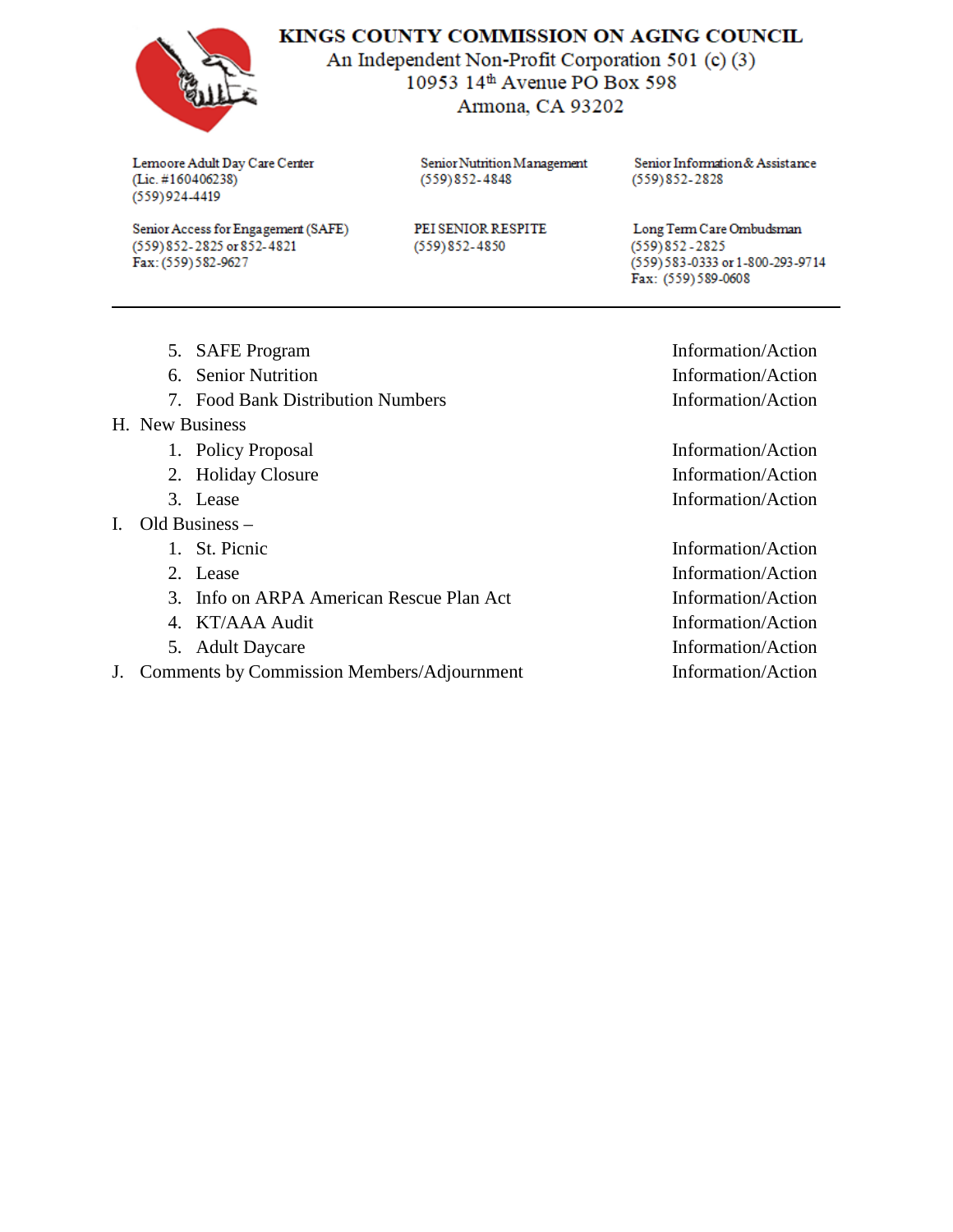# KINGS COUNTY COMMISSION ON AGING COUNCIL

An Independent Non-Profit Corporation 501 (c) (3)
10953 14th Avenue PO Box 598
Armona, CA 93202

Lemoore Adult Day Care Center
(Lic. #160406238)
(559) 924-4419

Senior Nutrition Management
(559) 852-4848

Senior Information & Assistance
(559) 852-2828

Senior Access for Engagement (SAFE)
(559) 852-2825 or 852-4821
Fax: (559) 582-9627

PEI SENIOR RESPITE
(559) 852-4850

Long Term Care Ombudsman
(559) 852-2825
(559) 583-0333 or 1-800-293-9714
Fax: (559) 589-0608

---

| | |
|---|---|
| 5. SAFE Program | Information/Action |
| 6. Senior Nutrition | Information/Action |
| 7. Food Bank Distribution Numbers | Information/Action |
| H. New Business | |
| 1. Policy Proposal | Information/Action |
| 2. Holiday Closure | Information/Action |
| 3. Lease | Information/Action |
| I. Old Business – | |
| 1. St. Picnic | Information/Action |
| 2. Lease | Information/Action |
| 3. Info on ARPA American Rescue Plan Act | Information/Action |
| 4. KT/AAA Audit | Information/Action |
| 5. Adult Daycare | Information/Action |
| J. Comments by Commission Members/Adjournment | Information/Action |